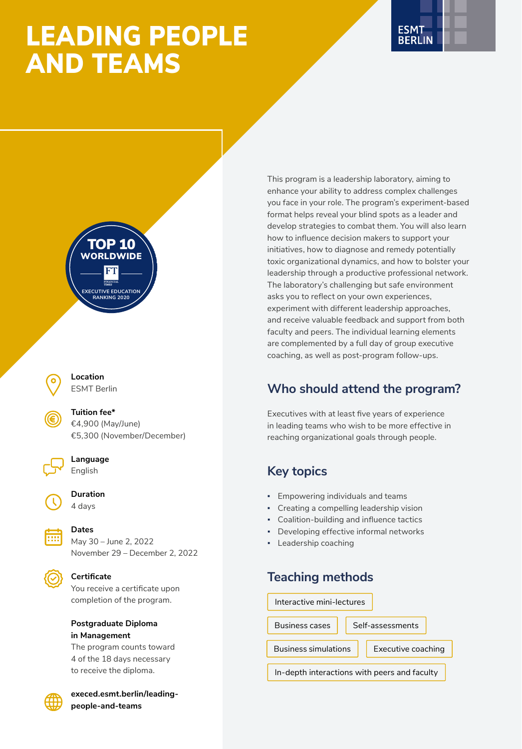# LEADING PEOPLE AND TEAMS

ESMT BERLIN

TOP 10 WORLDWIDE
FT
EXECUTIVE EDUCATION RANKING 2020

This program is a leadership laboratory, aiming to enhance your ability to address complex challenges you face in your role. The program's experiment-based format helps reveal your blind spots as a leader and develop strategies to combat them. You will also learn how to influence decision makers to support your initiatives, how to diagnose and remedy potentially toxic organizational dynamics, and how to bolster your leadership through a productive professional network. The laboratory's challenging but safe environment asks you to reflect on your own experiences, experiment with different leadership approaches, and receive valuable feedback and support from both faculty and peers. The individual learning elements are complemented by a full day of group executive coaching, as well as post-program follow-ups.

**Location**
ESMT Berlin

**Tuition fee***
€4,900 (May/June)
€5,300 (November/December)

**Language**
English

**Duration**
4 days

**Dates**
May 30 – June 2, 2022
November 29 – December 2, 2022

**Certificate**
You receive a certificate upon completion of the program.

**Postgraduate Diploma in Management**
The program counts toward 4 of the 18 days necessary to receive the diploma.

**execed.esmt.berlin/leading-people-and-teams**

## Who should attend the program?

Executives with at least five years of experience in leading teams who wish to be more effective in reaching organizational goals through people.

## Key topics

- Empowering individuals and teams
- Creating a compelling leadership vision
- Coalition-building and influence tactics
- Developing effective informal networks
- Leadership coaching

## Teaching methods

- Interactive mini-lectures
- Business cases
- Self-assessments
- Business simulations
- Executive coaching
- In-depth interactions with peers and faculty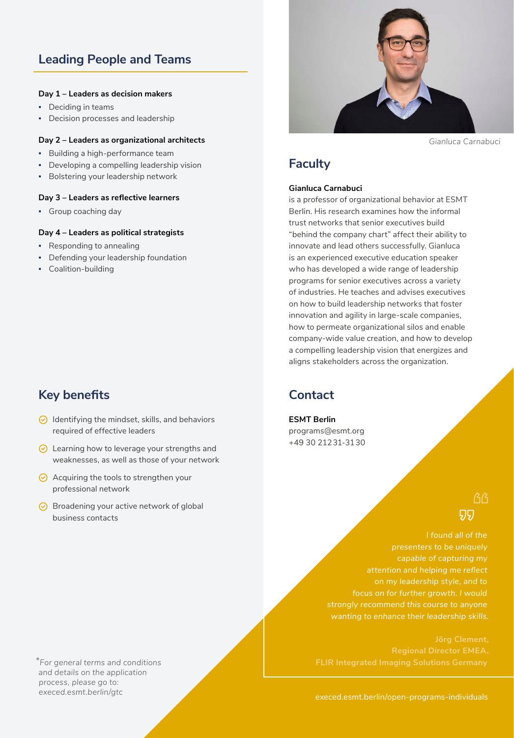## Leading People and Teams

**Day 1 – Leaders as decision makers**

- Deciding in teams
- Decision processes and leadership

**Day 2 – Leaders as organizational architects**

- Building a high-performance team
- Developing a compelling leadership vision
- Bolstering your leadership network

**Day 3 – Leaders as reflective learners**

- Group coaching day

**Day 4 – Leaders as political strategists**

- Responding to annealing
- Defending your leadership foundation
- Coalition-building

## Key benefits

- Identifying the mindset, skills, and behaviors required of effective leaders
- Learning how to leverage your strengths and weaknesses, as well as those of your network
- Acquiring the tools to strengthen your professional network
- Broadening your active network of global business contacts

*For general terms and conditions and details on the application process, please go to: execed.esmt.berlin/gtc

*Gianluca Carnabuci*

## Faculty

**Gianluca Carnabuci**
is a professor of organizational behavior at ESMT Berlin. His research examines how the informal trust networks that senior executives build "behind the company chart" affect their ability to innovate and lead others successfully. Gianluca is an experienced executive education speaker who has developed a wide range of leadership programs for senior executives across a variety of industries. He teaches and advises executives on how to build leadership networks that foster innovation and agility in large-scale companies, how to permeate organizational silos and enable company-wide value creation, and how to develop a compelling leadership vision that energizes and aligns stakeholders across the organization.

## Contact

**ESMT Berlin**
programs@esmt.org
+49 30 21231-3130

*I found all of the presenters to be uniquely capable of capturing my attention and helping me reflect on my leadership style, and to focus on for further growth. I would strongly recommend this course to anyone wanting to enhance their leadership skills.*

**Jörg Clement, Regional Director EMEA, FLIR Integrated Imaging Solutions Germany**

execed.esmt.berlin/open-programs-individuals